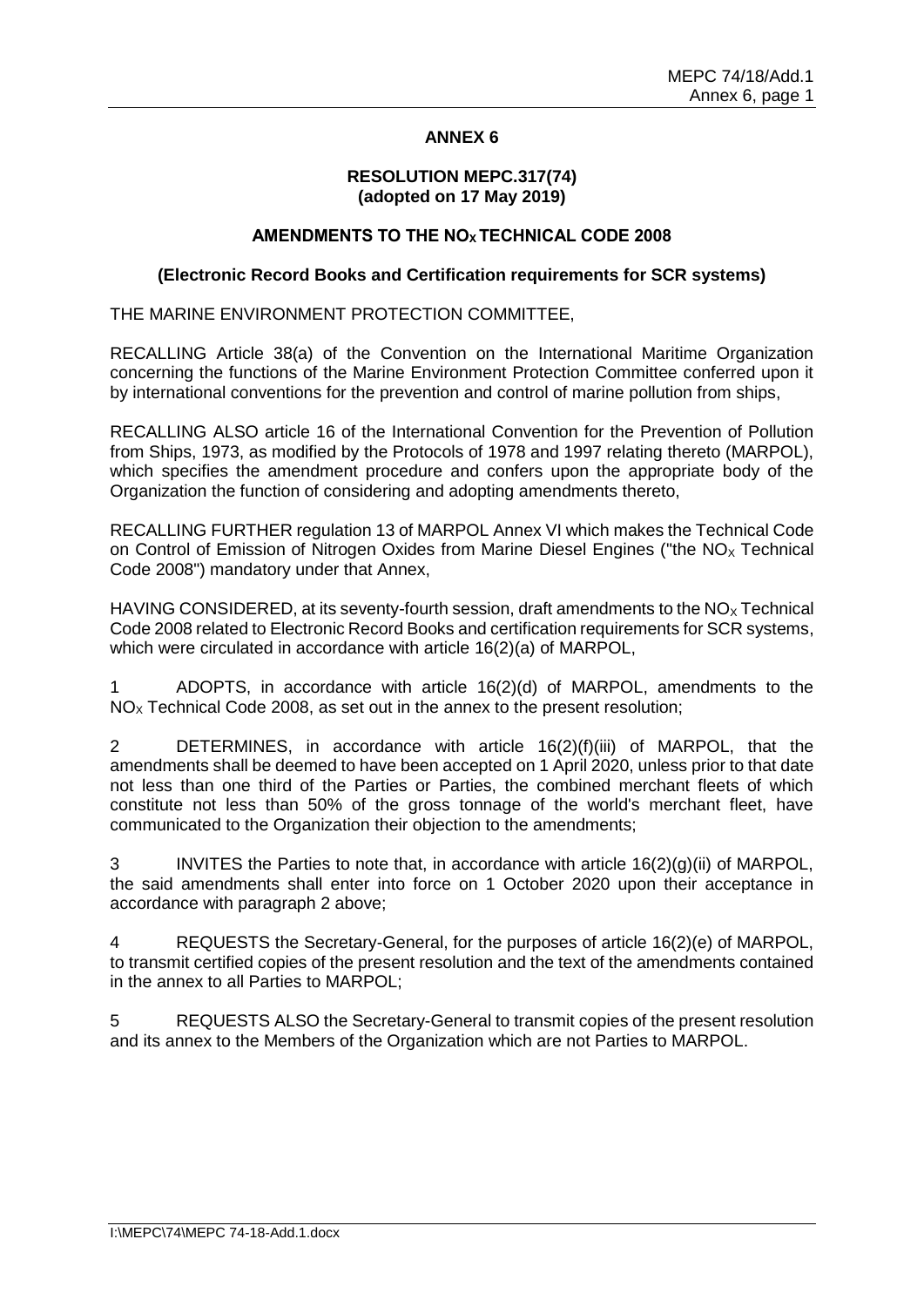## ANNEX 6

### RESOLUTION MEPC.317(74) (adopted on 17 May 2019)

### AMENDMENTS TO THE $NO_X$ TECHNICAL CODE 2008

**(Electronic Record Books and Certification requirements for SCR systems)**

THE MARINE ENVIRONMENT PROTECTION COMMITTEE,

RECALLING Article 38(a) of the Convention on the International Maritime Organization concerning the functions of the Marine Environment Protection Committee conferred upon it by international conventions for the prevention and control of marine pollution from ships,

RECALLING ALSO article 16 of the International Convention for the Prevention of Pollution from Ships, 1973, as modified by the Protocols of 1978 and 1997 relating thereto (MARPOL), which specifies the amendment procedure and confers upon the appropriate body of the Organization the function of considering and adopting amendments thereto,

RECALLING FURTHER regulation 13 of MARPOL Annex VI which makes the Technical Code on Control of Emission of Nitrogen Oxides from Marine Diesel Engines ("the $NO_X$ Technical Code 2008") mandatory under that Annex,

HAVING CONSIDERED, at its seventy-fourth session, draft amendments to the $NO_X$ Technical Code 2008 related to Electronic Record Books and certification requirements for SCR systems, which were circulated in accordance with article 16(2)(a) of MARPOL,

1 ADOPTS, in accordance with article 16(2)(d) of MARPOL, amendments to the $NO_X$ Technical Code 2008, as set out in the annex to the present resolution;

2 DETERMINES, in accordance with article 16(2)(f)(iii) of MARPOL, that the amendments shall be deemed to have been accepted on 1 April 2020, unless prior to that date not less than one third of the Parties or Parties, the combined merchant fleets of which constitute not less than 50% of the gross tonnage of the world's merchant fleet, have communicated to the Organization their objection to the amendments;

3 INVITES the Parties to note that, in accordance with article 16(2)(g)(ii) of MARPOL, the said amendments shall enter into force on 1 October 2020 upon their acceptance in accordance with paragraph 2 above;

4 REQUESTS the Secretary-General, for the purposes of article 16(2)(e) of MARPOL, to transmit certified copies of the present resolution and the text of the amendments contained in the annex to all Parties to MARPOL;

5 REQUESTS ALSO the Secretary-General to transmit copies of the present resolution and its annex to the Members of the Organization which are not Parties to MARPOL.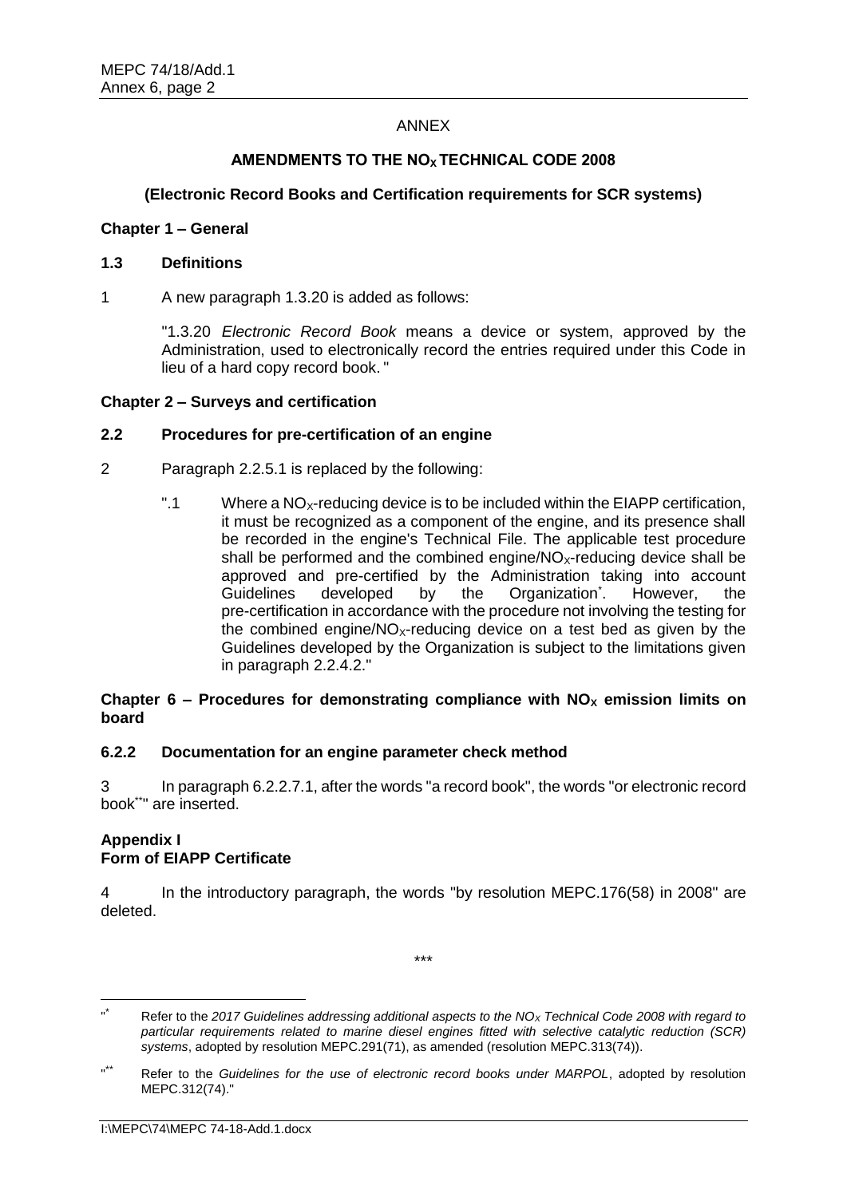ANNEX

## AMENDMENTS TO THE $NO_X$ TECHNICAL CODE 2008

### (Electronic Record Books and Certification requirements for SCR systems)

**Chapter 1 – General**

**1.3 Definitions**

1 A new paragraph 1.3.20 is added as follows:

> "1.3.20 *Electronic Record Book* means a device or system, approved by the Administration, used to electronically record the entries required under this Code in lieu of a hard copy record book. "

**Chapter 2 – Surveys and certification**

**2.2 Procedures for pre-certification of an engine**

2 Paragraph 2.2.5.1 is replaced by the following:

> ".1 Where a $NO_X$-reducing device is to be included within the EIAPP certification, it must be recognized as a component of the engine, and its presence shall be recorded in the engine's Technical File. The applicable test procedure shall be performed and the combined engine/$NO_X$-reducing device shall be approved and pre-certified by the Administration taking into account Guidelines developed by the Organization[*]. However, the pre-certification in accordance with the procedure not involving the testing for the combined engine/$NO_X$-reducing device on a test bed as given by the Guidelines developed by the Organization is subject to the limitations given in paragraph 2.2.4.2."

**Chapter 6 – Procedures for demonstrating compliance with $NO_X$ emission limits on board**

**6.2.2 Documentation for an engine parameter check method**

3 In paragraph 6.2.2.7.1, after the words "a record book", the words "or electronic record book[**]" are inserted.

**Appendix I**
**Form of EIAPP Certificate**

4 In the introductory paragraph, the words "by resolution MEPC.176(58) in 2008" are deleted.

\*\*\*

"[*] Refer to the *2017 Guidelines addressing additional aspects to the $NO_X$ Technical Code 2008 with regard to particular requirements related to marine diesel engines fitted with selective catalytic reduction (SCR) systems*, adopted by resolution MEPC.291(71), as amended (resolution MEPC.313(74)).

"[**] Refer to the *Guidelines for the use of electronic record books under MARPOL*, adopted by resolution MEPC.312(74)."